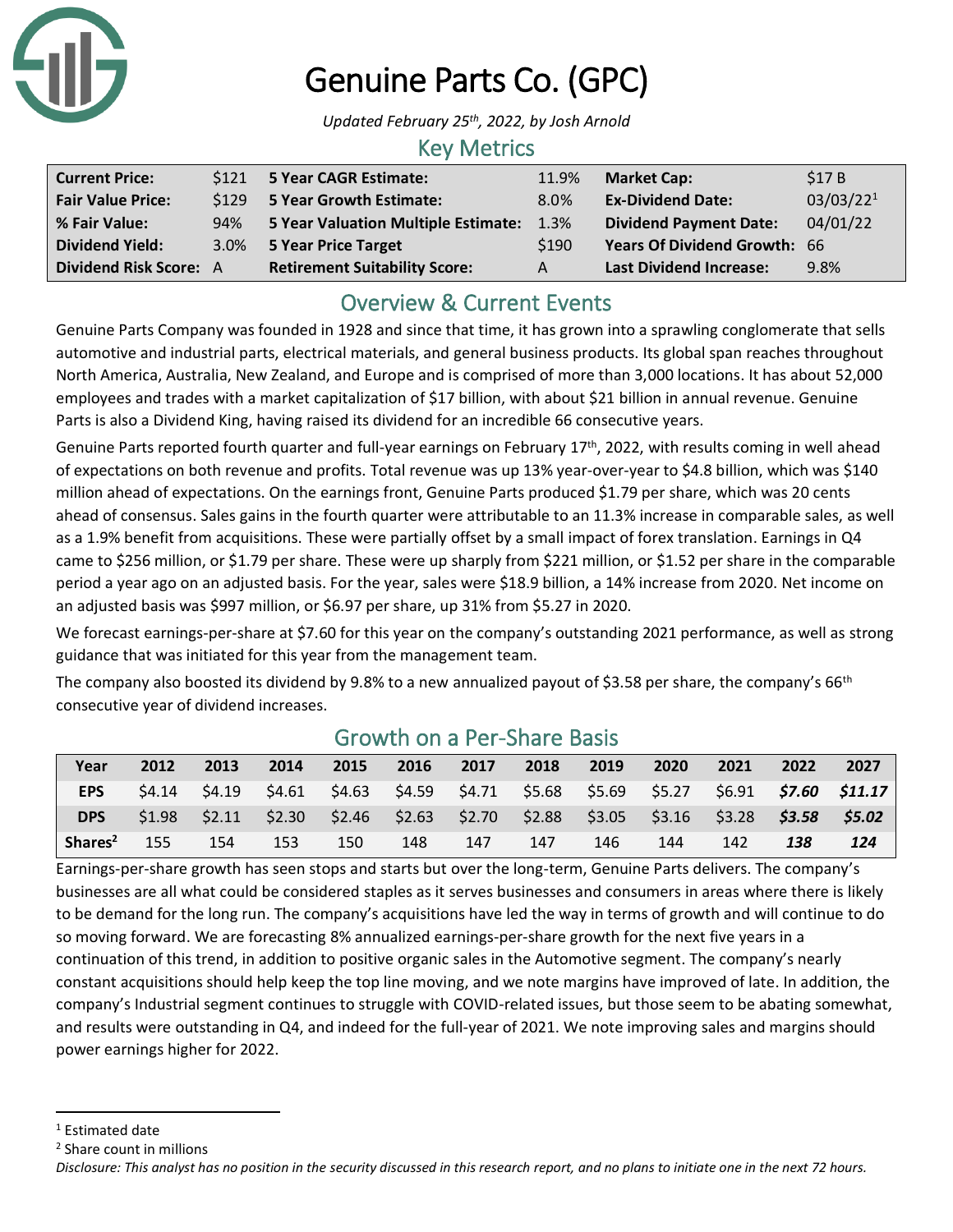# Genuine Parts Co. (GPC)

*Updated February 25th, 2022, by Josh Arnold*

## Key Metrics

| | | | | | |
|---|---|---|---|---|---|
| **Current Price:** | $121 | **5 Year CAGR Estimate:** | 11.9% | **Market Cap:** | $17 B |
| **Fair Value Price:** | $129 | **5 Year Growth Estimate:** | 8.0% | **Ex-Dividend Date:** | 03/03/22[1] |
| **% Fair Value:** | 94% | **5 Year Valuation Multiple Estimate:** | 1.3% | **Dividend Payment Date:** | 04/01/22 |
| **Dividend Yield:** | 3.0% | **5 Year Price Target** | $190 | **Years Of Dividend Growth:** | 66 |
| **Dividend Risk Score:** | A | **Retirement Suitability Score:** | A | **Last Dividend Increase:** | 9.8% |

## Overview & Current Events

Genuine Parts Company was founded in 1928 and since that time, it has grown into a sprawling conglomerate that sells automotive and industrial parts, electrical materials, and general business products. Its global span reaches throughout North America, Australia, New Zealand, and Europe and is comprised of more than 3,000 locations. It has about 52,000 employees and trades with a market capitalization of $17 billion, with about $21 billion in annual revenue. Genuine Parts is also a Dividend King, having raised its dividend for an incredible 66 consecutive years.

Genuine Parts reported fourth quarter and full-year earnings on February 17th, 2022, with results coming in well ahead of expectations on both revenue and profits. Total revenue was up 13% year-over-year to $4.8 billion, which was $140 million ahead of expectations. On the earnings front, Genuine Parts produced $1.79 per share, which was 20 cents ahead of consensus. Sales gains in the fourth quarter were attributable to an 11.3% increase in comparable sales, as well as a 1.9% benefit from acquisitions. These were partially offset by a small impact of forex translation. Earnings in Q4 came to $256 million, or $1.79 per share. These were up sharply from $221 million, or $1.52 per share in the comparable period a year ago on an adjusted basis. For the year, sales were $18.9 billion, a 14% increase from 2020. Net income on an adjusted basis was $997 million, or $6.97 per share, up 31% from $5.27 in 2020.

We forecast earnings-per-share at $7.60 for this year on the company's outstanding 2021 performance, as well as strong guidance that was initiated for this year from the management team.

The company also boosted its dividend by 9.8% to a new annualized payout of $3.58 per share, the company's 66th consecutive year of dividend increases.

## Growth on a Per-Share Basis

| Year | 2012 | 2013 | 2014 | 2015 | 2016 | 2017 | 2018 | 2019 | 2020 | 2021 | 2022 | 2027 |
|---|---|---|---|---|---|---|---|---|---|---|---|---|
| **EPS** | $4.14 | $4.19 | $4.61 | $4.63 | $4.59 | $4.71 | $5.68 | $5.69 | $5.27 | $6.91 | ***$7.60*** | ***$11.17*** |
| **DPS** | $1.98 | $2.11 | $2.30 | $2.46 | $2.63 | $2.70 | $2.88 | $3.05 | $3.16 | $3.28 | ***$3.58*** | ***$5.02*** |
| **Shares[2]** | 155 | 154 | 153 | 150 | 148 | 147 | 147 | 146 | 144 | 142 | ***138*** | ***124*** |

Earnings-per-share growth has seen stops and starts but over the long-term, Genuine Parts delivers. The company's businesses are all what could be considered staples as it serves businesses and consumers in areas where there is likely to be demand for the long run. The company's acquisitions have led the way in terms of growth and will continue to do so moving forward. We are forecasting 8% annualized earnings-per-share growth for the next five years in a continuation of this trend, in addition to positive organic sales in the Automotive segment. The company's nearly constant acquisitions should help keep the top line moving, and we note margins have improved of late. In addition, the company's Industrial segment continues to struggle with COVID-related issues, but those seem to be abating somewhat, and results were outstanding in Q4, and indeed for the full-year of 2021. We note improving sales and margins should power earnings higher for 2022.

[1] Estimated date

[2] Share count in millions

*Disclosure: This analyst has no position in the security discussed in this research report, and no plans to initiate one in the next 72 hours.*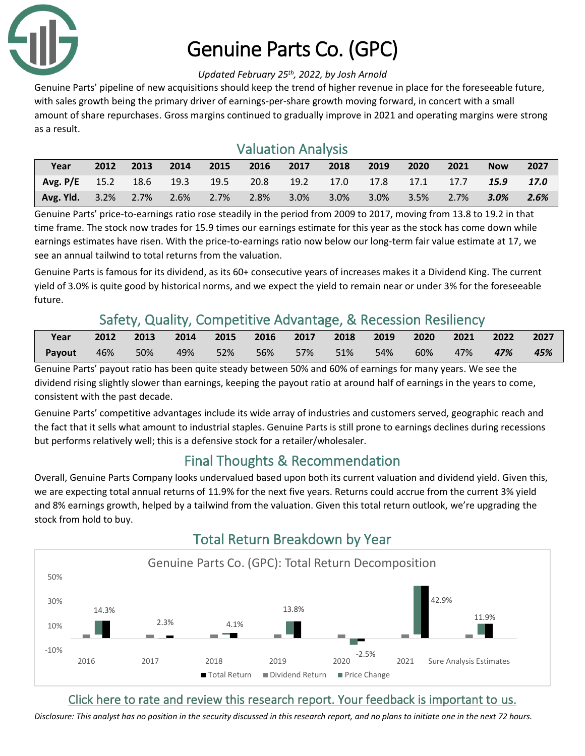# Genuine Parts Co. (GPC)

*Updated February 25th, 2022, by Josh Arnold*

Genuine Parts' pipeline of new acquisitions should keep the trend of higher revenue in place for the foreseeable future, with sales growth being the primary driver of earnings-per-share growth moving forward, in concert with a small amount of share repurchases. Gross margins continued to gradually improve in 2021 and operating margins were strong as a result.

## Valuation Analysis

| Year | 2012 | 2013 | 2014 | 2015 | 2016 | 2017 | 2018 | 2019 | 2020 | 2021 | Now | 2027 |
|---|---|---|---|---|---|---|---|---|---|---|---|---|
| **Avg. P/E** | 15.2 | 18.6 | 19.3 | 19.5 | 20.8 | 19.2 | 17.0 | 17.8 | 17.1 | 17.7 | ***15.9*** | ***17.0*** |
| **Avg. Yld.** | 3.2% | 2.7% | 2.6% | 2.7% | 2.8% | 3.0% | 3.0% | 3.0% | 3.5% | 2.7% | ***3.0%*** | ***2.6%*** |

Genuine Parts' price-to-earnings ratio rose steadily in the period from 2009 to 2017, moving from 13.8 to 19.2 in that time frame. The stock now trades for 15.9 times our earnings estimate for this year as the stock has come down while earnings estimates have risen. With the price-to-earnings ratio now below our long-term fair value estimate at 17, we see an annual tailwind to total returns from the valuation.

Genuine Parts is famous for its dividend, as its 60+ consecutive years of increases makes it a Dividend King. The current yield of 3.0% is quite good by historical norms, and we expect the yield to remain near or under 3% for the foreseeable future.

## Safety, Quality, Competitive Advantage, & Recession Resiliency

| Year | 2012 | 2013 | 2014 | 2015 | 2016 | 2017 | 2018 | 2019 | 2020 | 2021 | 2022 | 2027 |
|---|---|---|---|---|---|---|---|---|---|---|---|---|
| **Payout** | 46% | 50% | 49% | 52% | 56% | 57% | 51% | 54% | 60% | 47% | ***47%*** | ***45%*** |

Genuine Parts' payout ratio has been quite steady between 50% and 60% of earnings for many years. We see the dividend rising slightly slower than earnings, keeping the payout ratio at around half of earnings in the years to come, consistent with the past decade.

Genuine Parts' competitive advantages include its wide array of industries and customers served, geographic reach and the fact that it sells what amount to industrial staples. Genuine Parts is still prone to earnings declines during recessions but performs relatively well; this is a defensive stock for a retailer/wholesaler.

## Final Thoughts & Recommendation

Overall, Genuine Parts Company looks undervalued based upon both its current valuation and dividend yield. Given this, we are expecting total annual returns of 11.9% for the next five years. Returns could accrue from the current 3% yield and 8% earnings growth, helped by a tailwind from the valuation. Given this total return outlook, we're upgrading the stock from hold to buy.

## Total Return Breakdown by Year

Genuine Parts Co. (GPC): Total Return Decomposition

| | 2016 | 2017 | 2018 | 2019 | 2020 | 2021 | Sure Analysis Estimates |
|---|---|---|---|---|---|---|---|
| Total Return | 14.3% | 2.3% | 4.1% | 13.8% | -2.5% | 42.9% | 11.9% |

Legend: Total Return, Dividend Return, Price Change

Click here to rate and review this research report. Your feedback is important to us.

*Disclosure: This analyst has no position in the security discussed in this research report, and no plans to initiate one in the next 72 hours.*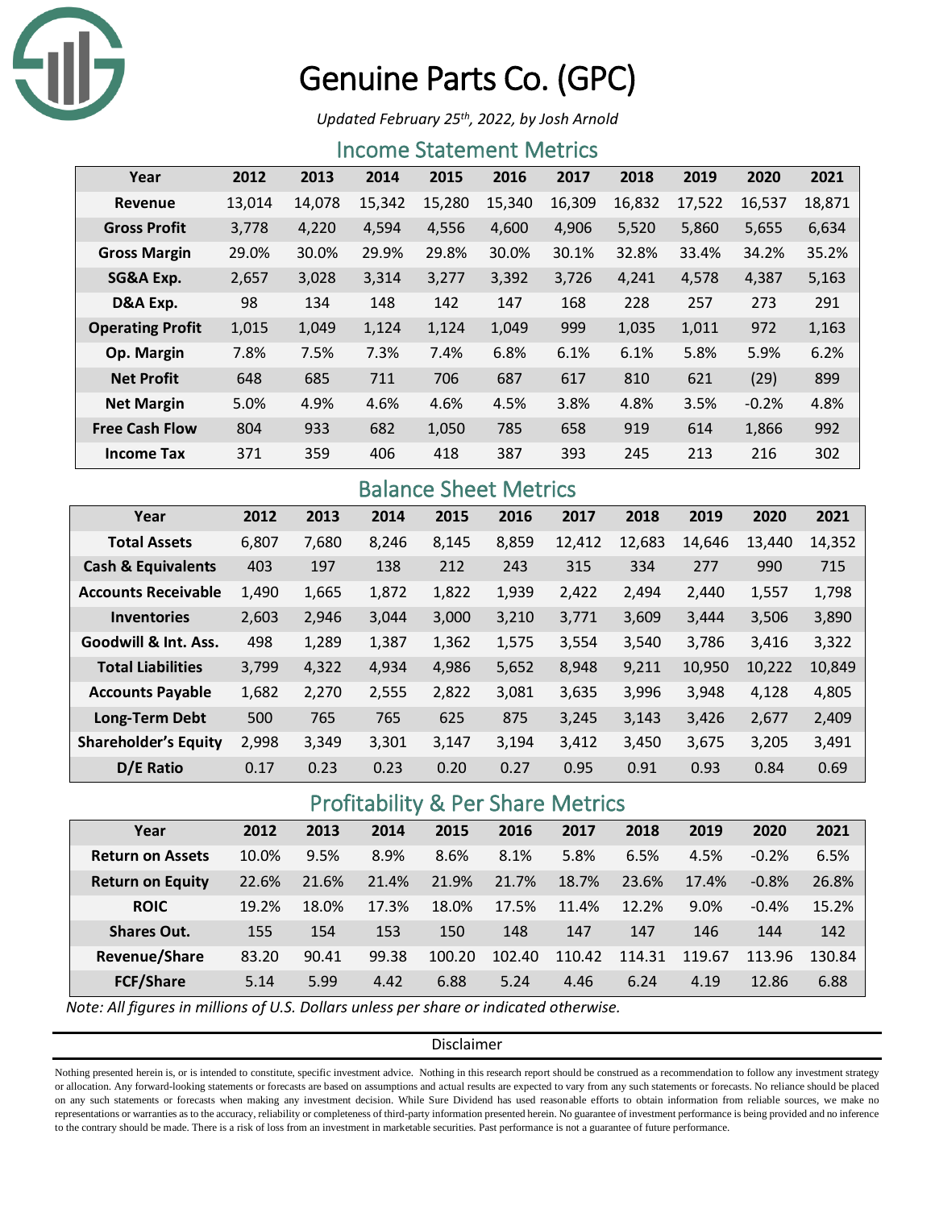# Genuine Parts Co. (GPC)

*Updated February 25th, 2022, by Josh Arnold*

## Income Statement Metrics

| Year | 2012 | 2013 | 2014 | 2015 | 2016 | 2017 | 2018 | 2019 | 2020 | 2021 |
|---|---|---|---|---|---|---|---|---|---|---|
| Revenue | 13,014 | 14,078 | 15,342 | 15,280 | 15,340 | 16,309 | 16,832 | 17,522 | 16,537 | 18,871 |
| Gross Profit | 3,778 | 4,220 | 4,594 | 4,556 | 4,600 | 4,906 | 5,520 | 5,860 | 5,655 | 6,634 |
| Gross Margin | 29.0% | 30.0% | 29.9% | 29.8% | 30.0% | 30.1% | 32.8% | 33.4% | 34.2% | 35.2% |
| SG&A Exp. | 2,657 | 3,028 | 3,314 | 3,277 | 3,392 | 3,726 | 4,241 | 4,578 | 4,387 | 5,163 |
| D&A Exp. | 98 | 134 | 148 | 142 | 147 | 168 | 228 | 257 | 273 | 291 |
| Operating Profit | 1,015 | 1,049 | 1,124 | 1,124 | 1,049 | 999 | 1,035 | 1,011 | 972 | 1,163 |
| Op. Margin | 7.8% | 7.5% | 7.3% | 7.4% | 6.8% | 6.1% | 6.1% | 5.8% | 5.9% | 6.2% |
| Net Profit | 648 | 685 | 711 | 706 | 687 | 617 | 810 | 621 | (29) | 899 |
| Net Margin | 5.0% | 4.9% | 4.6% | 4.6% | 4.5% | 3.8% | 4.8% | 3.5% | -0.2% | 4.8% |
| Free Cash Flow | 804 | 933 | 682 | 1,050 | 785 | 658 | 919 | 614 | 1,866 | 992 |
| Income Tax | 371 | 359 | 406 | 418 | 387 | 393 | 245 | 213 | 216 | 302 |

## Balance Sheet Metrics

| Year | 2012 | 2013 | 2014 | 2015 | 2016 | 2017 | 2018 | 2019 | 2020 | 2021 |
|---|---|---|---|---|---|---|---|---|---|---|
| Total Assets | 6,807 | 7,680 | 8,246 | 8,145 | 8,859 | 12,412 | 12,683 | 14,646 | 13,440 | 14,352 |
| Cash & Equivalents | 403 | 197 | 138 | 212 | 243 | 315 | 334 | 277 | 990 | 715 |
| Accounts Receivable | 1,490 | 1,665 | 1,872 | 1,822 | 1,939 | 2,422 | 2,494 | 2,440 | 1,557 | 1,798 |
| Inventories | 2,603 | 2,946 | 3,044 | 3,000 | 3,210 | 3,771 | 3,609 | 3,444 | 3,506 | 3,890 |
| Goodwill & Int. Ass. | 498 | 1,289 | 1,387 | 1,362 | 1,575 | 3,554 | 3,540 | 3,786 | 3,416 | 3,322 |
| Total Liabilities | 3,799 | 4,322 | 4,934 | 4,986 | 5,652 | 8,948 | 9,211 | 10,950 | 10,222 | 10,849 |
| Accounts Payable | 1,682 | 2,270 | 2,555 | 2,822 | 3,081 | 3,635 | 3,996 | 3,948 | 4,128 | 4,805 |
| Long-Term Debt | 500 | 765 | 765 | 625 | 875 | 3,245 | 3,143 | 3,426 | 2,677 | 2,409 |
| Shareholder's Equity | 2,998 | 3,349 | 3,301 | 3,147 | 3,194 | 3,412 | 3,450 | 3,675 | 3,205 | 3,491 |
| D/E Ratio | 0.17 | 0.23 | 0.23 | 0.20 | 0.27 | 0.95 | 0.91 | 0.93 | 0.84 | 0.69 |

## Profitability & Per Share Metrics

| Year | 2012 | 2013 | 2014 | 2015 | 2016 | 2017 | 2018 | 2019 | 2020 | 2021 |
|---|---|---|---|---|---|---|---|---|---|---|
| Return on Assets | 10.0% | 9.5% | 8.9% | 8.6% | 8.1% | 5.8% | 6.5% | 4.5% | -0.2% | 6.5% |
| Return on Equity | 22.6% | 21.6% | 21.4% | 21.9% | 21.7% | 18.7% | 23.6% | 17.4% | -0.8% | 26.8% |
| ROIC | 19.2% | 18.0% | 17.3% | 18.0% | 17.5% | 11.4% | 12.2% | 9.0% | -0.4% | 15.2% |
| Shares Out. | 155 | 154 | 153 | 150 | 148 | 147 | 147 | 146 | 144 | 142 |
| Revenue/Share | 83.20 | 90.41 | 99.38 | 100.20 | 102.40 | 110.42 | 114.31 | 119.67 | 113.96 | 130.84 |
| FCF/Share | 5.14 | 5.99 | 4.42 | 6.88 | 5.24 | 4.46 | 6.24 | 4.19 | 12.86 | 6.88 |

*Note: All figures in millions of U.S. Dollars unless per share or indicated otherwise.*

Disclaimer

Nothing presented herein is, or is intended to constitute, specific investment advice. Nothing in this research report should be construed as a recommendation to follow any investment strategy or allocation. Any forward-looking statements or forecasts are based on assumptions and actual results are expected to vary from any such statements or forecasts. No reliance should be placed on any such statements or forecasts when making any investment decision. While Sure Dividend has used reasonable efforts to obtain information from reliable sources, we make no representations or warranties as to the accuracy, reliability or completeness of third-party information presented herein. No guarantee of investment performance is being provided and no inference to the contrary should be made. There is a risk of loss from an investment in marketable securities. Past performance is not a guarantee of future performance.